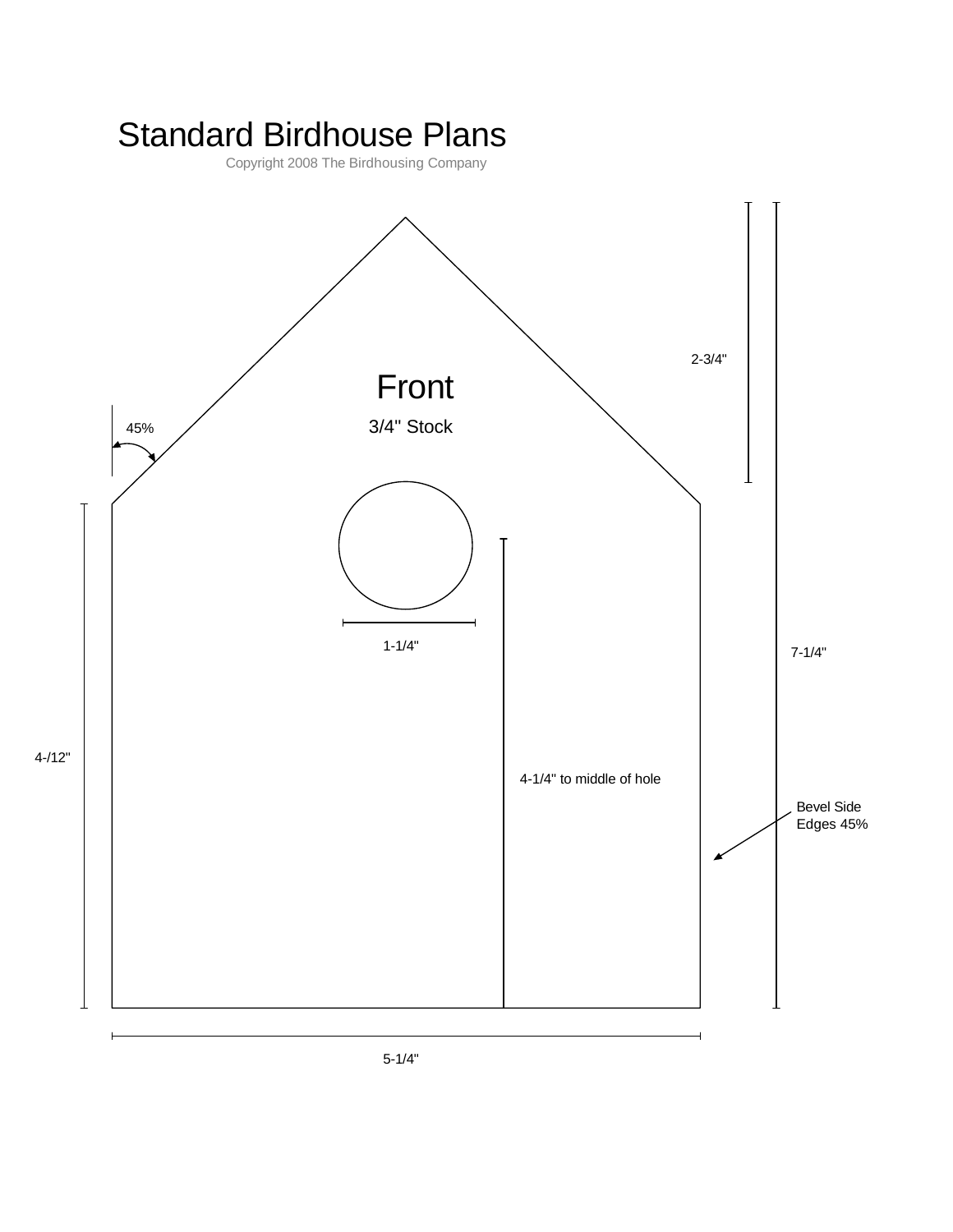# Standard Birdhouse Plans

Copyright 2008 The Birdhousing Company

Front

3/4" Stock

45%

2-3/4"

1-1/4"

7-1/4"

4-/12"

4-1/4" to middle of hole

Bevel Side Edges 45%

5-1/4"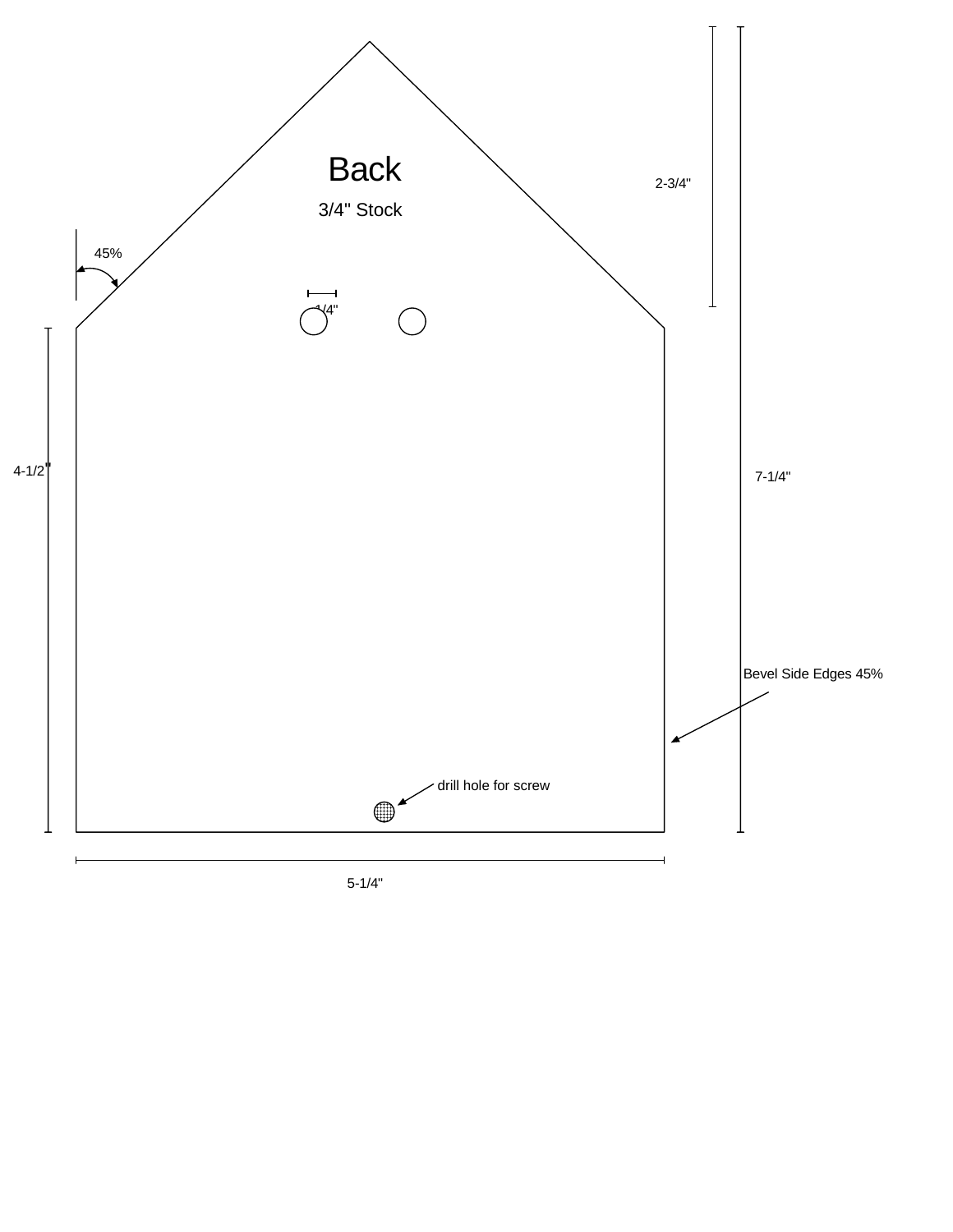# Back

3/4" Stock

45%

1/4"

2-3/4"

4-1/2"

7-1/4"

Bevel Side Edges 45%

drill hole for screw

5-1/4"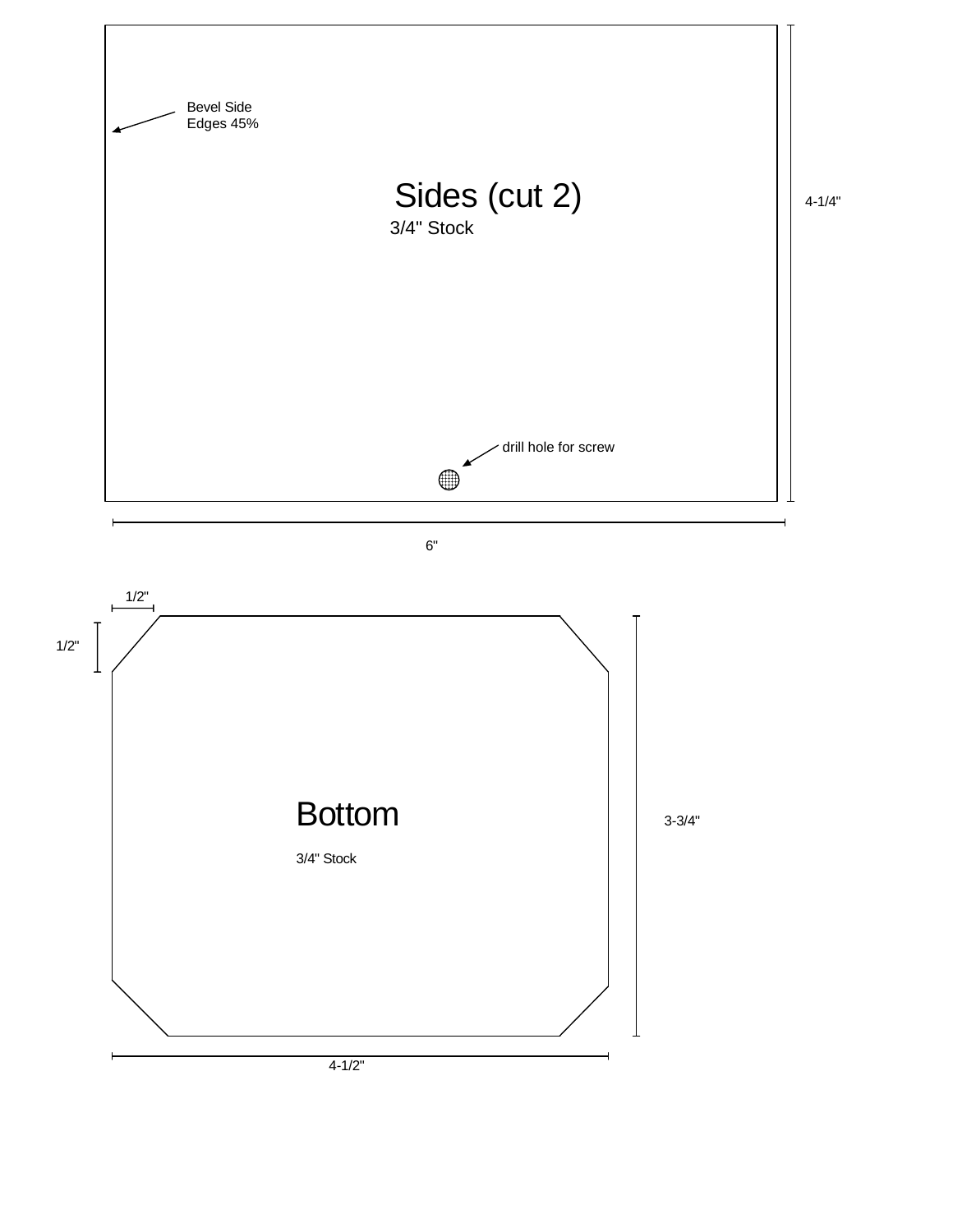Bevel Side
Edges 45%

## Sides (cut 2)

3/4" Stock

drill hole for screw

4-1/4"

6"

1/2"

1/2"

## Bottom

3/4" Stock

3-3/4"

4-1/2"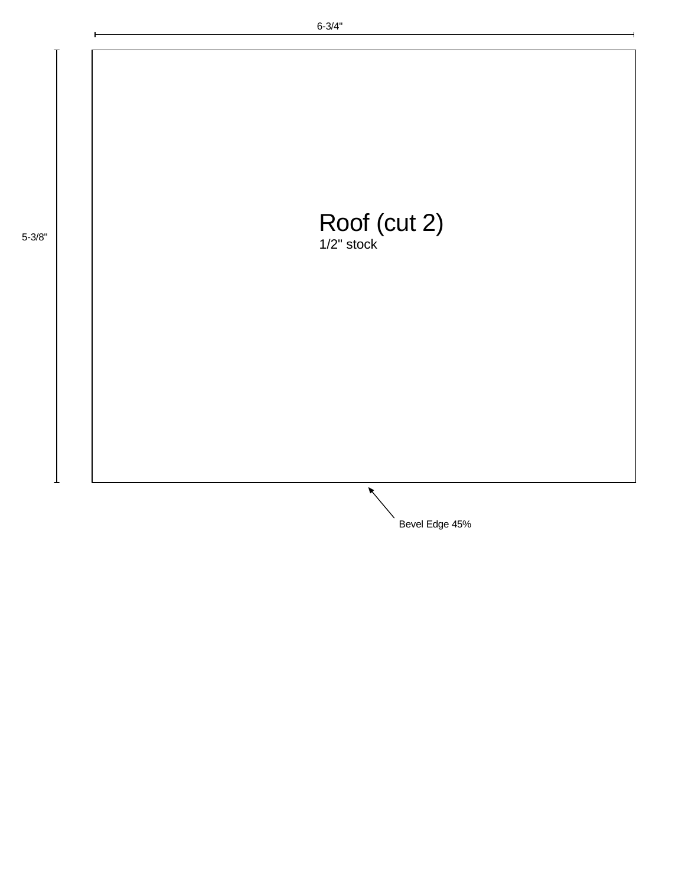6-3/4"

5-3/8"

Roof (cut 2)
1/2" stock

Bevel Edge 45%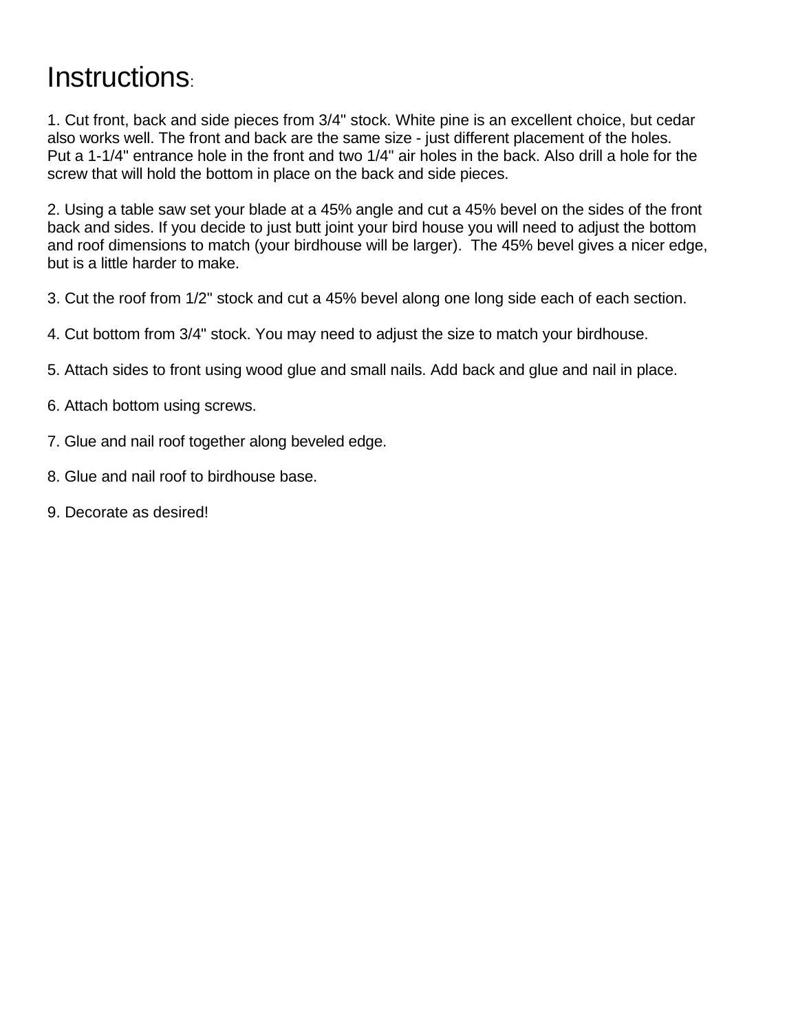# Instructions:

1. Cut front, back and side pieces from 3/4" stock. White pine is an excellent choice, but cedar also works well. The front and back are the same size - just different placement of the holes. Put a 1-1/4" entrance hole in the front and two 1/4" air holes in the back. Also drill a hole for the screw that will hold the bottom in place on the back and side pieces.

2. Using a table saw set your blade at a 45% angle and cut a 45% bevel on the sides of the front back and sides. If you decide to just butt joint your bird house you will need to adjust the bottom and roof dimensions to match (your birdhouse will be larger). The 45% bevel gives a nicer edge, but is a little harder to make.

3. Cut the roof from 1/2" stock and cut a 45% bevel along one long side each of each section.

4. Cut bottom from 3/4" stock. You may need to adjust the size to match your birdhouse.

5. Attach sides to front using wood glue and small nails. Add back and glue and nail in place.

6. Attach bottom using screws.

7. Glue and nail roof together along beveled edge.

8. Glue and nail roof to birdhouse base.

9. Decorate as desired!